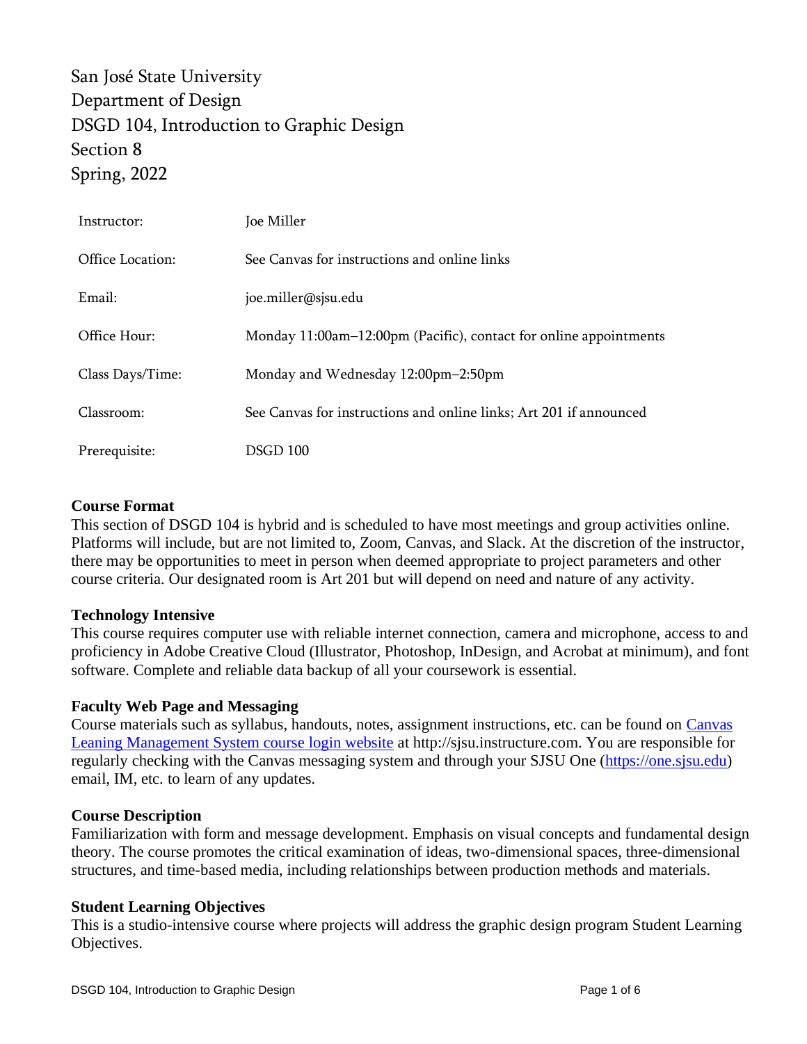# San José State University
# Department of Design
# DSGD 104, Introduction to Graphic Design
# Section 8
# Spring, 2022

| | |
|---|---|
| Instructor: | Joe Miller |
| Office Location: | See Canvas for instructions and online links |
| Email: | joe.miller@sjsu.edu |
| Office Hour: | Monday 11:00am–12:00pm (Pacific), contact for online appointments |
| Class Days/Time: | Monday and Wednesday 12:00pm–2:50pm |
| Classroom: | See Canvas for instructions and online links; Art 201 if announced |
| Prerequisite: | DSGD 100 |

## Course Format

This section of DSGD 104 is hybrid and is scheduled to have most meetings and group activities online. Platforms will include, but are not limited to, Zoom, Canvas, and Slack. At the discretion of the instructor, there may be opportunities to meet in person when deemed appropriate to project parameters and other course criteria. Our designated room is Art 201 but will depend on need and nature of any activity.

## Technology Intensive

This course requires computer use with reliable internet connection, camera and microphone, access to and proficiency in Adobe Creative Cloud (Illustrator, Photoshop, InDesign, and Acrobat at minimum), and font software. Complete and reliable data backup of all your coursework is essential.

## Faculty Web Page and Messaging

Course materials such as syllabus, handouts, notes, assignment instructions, etc. can be found on [Canvas Leaning Management System course login website](http://sjsu.instructure.com) at http://sjsu.instructure.com. You are responsible for regularly checking with the Canvas messaging system and through your SJSU One ([https://one.sjsu.edu](https://one.sjsu.edu)) email, IM, etc. to learn of any updates.

## Course Description

Familiarization with form and message development. Emphasis on visual concepts and fundamental design theory. The course promotes the critical examination of ideas, two-dimensional spaces, three-dimensional structures, and time-based media, including relationships between production methods and materials.

## Student Learning Objectives

This is a studio-intensive course where projects will address the graphic design program Student Learning Objectives.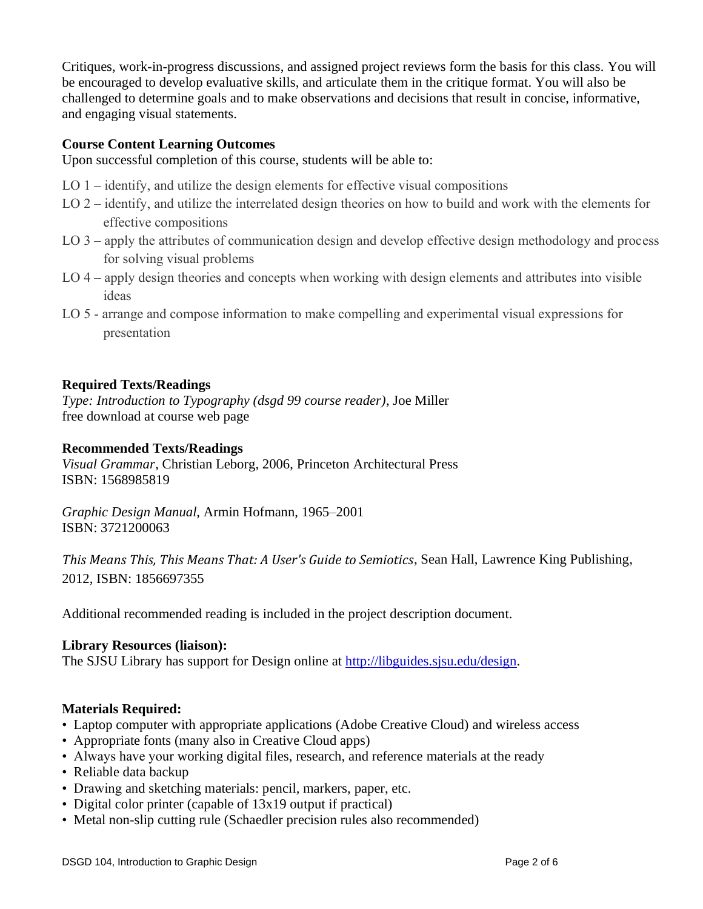Critiques, work-in-progress discussions, and assigned project reviews form the basis for this class. You will be encouraged to develop evaluative skills, and articulate them in the critique format. You will also be challenged to determine goals and to make observations and decisions that result in concise, informative, and engaging visual statements.

**Course Content Learning Outcomes**

Upon successful completion of this course, students will be able to:

LO 1 – identify, and utilize the design elements for effective visual compositions

LO 2 – identify, and utilize the interrelated design theories on how to build and work with the elements for effective compositions

LO 3 – apply the attributes of communication design and develop effective design methodology and process for solving visual problems

LO 4 – apply design theories and concepts when working with design elements and attributes into visible ideas

LO 5 - arrange and compose information to make compelling and experimental visual expressions for presentation

**Required Texts/Readings**

*Type: Introduction to Typography (dsgd 99 course reader)*, Joe Miller
free download at course web page

**Recommended Texts/Readings**

*Visual Grammar*, Christian Leborg, 2006, Princeton Architectural Press
ISBN: 1568985819

*Graphic Design Manual*, Armin Hofmann, 1965–2001
ISBN: 3721200063

*This Means This, This Means That: A User's Guide to Semiotics*, Sean Hall, Lawrence King Publishing, 2012, ISBN: 1856697355

Additional recommended reading is included in the project description document.

**Library Resources (liaison):**

The SJSU Library has support for Design online at [http://libguides.sjsu.edu/design](http://libguides.sjsu.edu/design).

**Materials Required:**

- Laptop computer with appropriate applications (Adobe Creative Cloud) and wireless access
- Appropriate fonts (many also in Creative Cloud apps)
- Always have your working digital files, research, and reference materials at the ready
- Reliable data backup
- Drawing and sketching materials: pencil, markers, paper, etc.
- Digital color printer (capable of 13x19 output if practical)
- Metal non-slip cutting rule (Schaedler precision rules also recommended)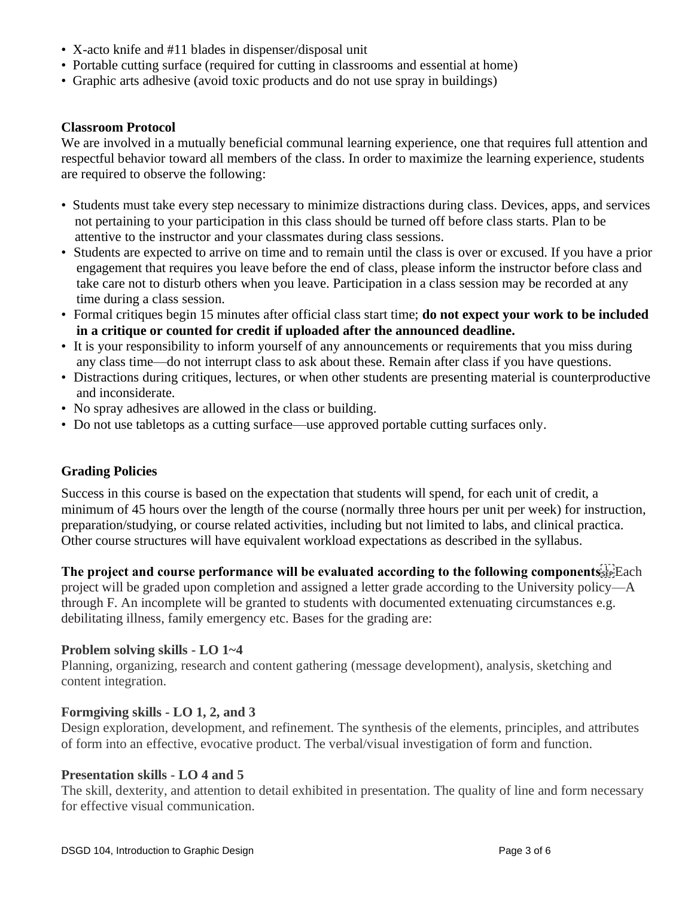- X-acto knife and #11 blades in dispenser/disposal unit
- Portable cutting surface (required for cutting in classrooms and essential at home)
- Graphic arts adhesive (avoid toxic products and do not use spray in buildings)

**Classroom Protocol**

We are involved in a mutually beneficial communal learning experience, one that requires full attention and respectful behavior toward all members of the class. In order to maximize the learning experience, students are required to observe the following:

- Students must take every step necessary to minimize distractions during class. Devices, apps, and services not pertaining to your participation in this class should be turned off before class starts. Plan to be attentive to the instructor and your classmates during class sessions.
- Students are expected to arrive on time and to remain until the class is over or excused. If you have a prior engagement that requires you leave before the end of class, please inform the instructor before class and take care not to disturb others when you leave. Participation in a class session may be recorded at any time during a class session.
- Formal critiques begin 15 minutes after official class start time; **do not expect your work to be included in a critique or counted for credit if uploaded after the announced deadline.**
- It is your responsibility to inform yourself of any announcements or requirements that you miss during any class time—do not interrupt class to ask about these. Remain after class if you have questions.
- Distractions during critiques, lectures, or when other students are presenting material is counterproductive and inconsiderate.
- No spray adhesives are allowed in the class or building.
- Do not use tabletops as a cutting surface—use approved portable cutting surfaces only.

**Grading Policies**

Success in this course is based on the expectation that students will spend, for each unit of credit, a minimum of 45 hours over the length of the course (normally three hours per unit per week) for instruction, preparation/studying, or course related activities, including but not limited to labs, and clinical practica. Other course structures will have equivalent workload expectations as described in the syllabus.

**The project and course performance will be evaluated according to the following components** Each project will be graded upon completion and assigned a letter grade according to the University policy—A through F. An incomplete will be granted to students with documented extenuating circumstances e.g. debilitating illness, family emergency etc. Bases for the grading are:

**Problem solving skills - LO 1~4**

Planning, organizing, research and content gathering (message development), analysis, sketching and content integration.

**Formgiving skills - LO 1, 2, and 3**

Design exploration, development, and refinement. The synthesis of the elements, principles, and attributes of form into an effective, evocative product. The verbal/visual investigation of form and function.

**Presentation skills - LO 4 and 5**

The skill, dexterity, and attention to detail exhibited in presentation. The quality of line and form necessary for effective visual communication.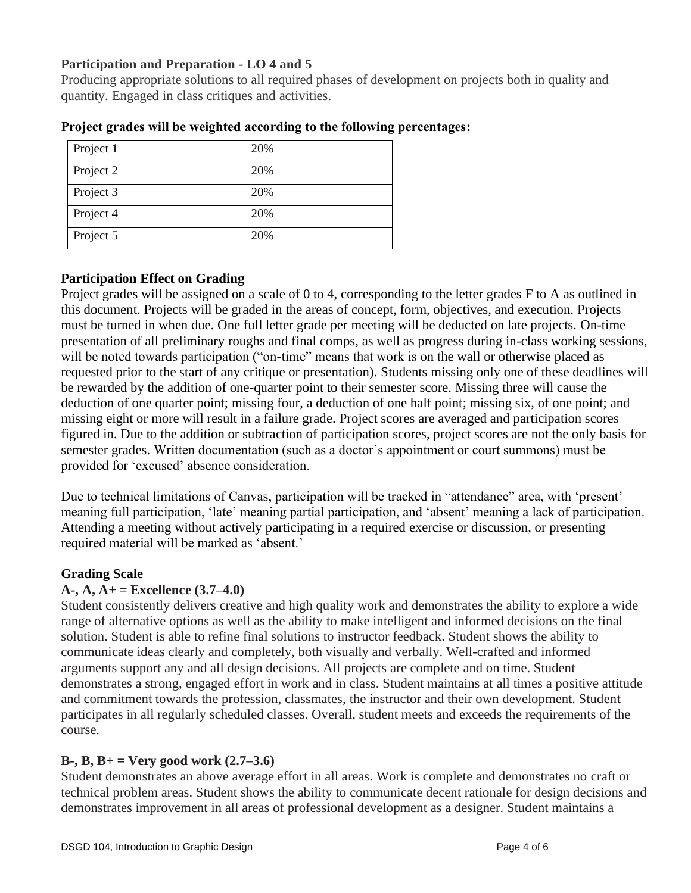**Participation and Preparation - LO 4 and 5**

Producing appropriate solutions to all required phases of development on projects both in quality and quantity. Engaged in class critiques and activities.

**Project grades will be weighted according to the following percentages:**

| Project 1 | 20% |
|---|---|
| Project 2 | 20% |
| Project 3 | 20% |
| Project 4 | 20% |
| Project 5 | 20% |

### Participation Effect on Grading

Project grades will be assigned on a scale of 0 to 4, corresponding to the letter grades F to A as outlined in this document. Projects will be graded in the areas of concept, form, objectives, and execution. Projects must be turned in when due. One full letter grade per meeting will be deducted on late projects. On-time presentation of all preliminary roughs and final comps, as well as progress during in-class working sessions, will be noted towards participation ("on-time" means that work is on the wall or otherwise placed as requested prior to the start of any critique or presentation). Students missing only one of these deadlines will be rewarded by the addition of one-quarter point to their semester score. Missing three will cause the deduction of one quarter point; missing four, a deduction of one half point; missing six, of one point; and missing eight or more will result in a failure grade. Project scores are averaged and participation scores figured in. Due to the addition or subtraction of participation scores, project scores are not the only basis for semester grades. Written documentation (such as a doctor's appointment or court summons) must be provided for 'excused' absence consideration.

Due to technical limitations of Canvas, participation will be tracked in "attendance" area, with 'present' meaning full participation, 'late' meaning partial participation, and 'absent' meaning a lack of participation. Attending a meeting without actively participating in a required exercise or discussion, or presenting required material will be marked as 'absent.'

### Grading Scale

**A-, A, A+ = Excellence (3.7–4.0)**

Student consistently delivers creative and high quality work and demonstrates the ability to explore a wide range of alternative options as well as the ability to make intelligent and informed decisions on the final solution. Student is able to refine final solutions to instructor feedback. Student shows the ability to communicate ideas clearly and completely, both visually and verbally. Well-crafted and informed arguments support any and all design decisions. All projects are complete and on time. Student demonstrates a strong, engaged effort in work and in class. Student maintains at all times a positive attitude and commitment towards the profession, classmates, the instructor and their own development. Student participates in all regularly scheduled classes. Overall, student meets and exceeds the requirements of the course.

**B-, B, B+ = Very good work (2.7–3.6)**

Student demonstrates an above average effort in all areas. Work is complete and demonstrates no craft or technical problem areas. Student shows the ability to communicate decent rationale for design decisions and demonstrates improvement in all areas of professional development as a designer. Student maintains a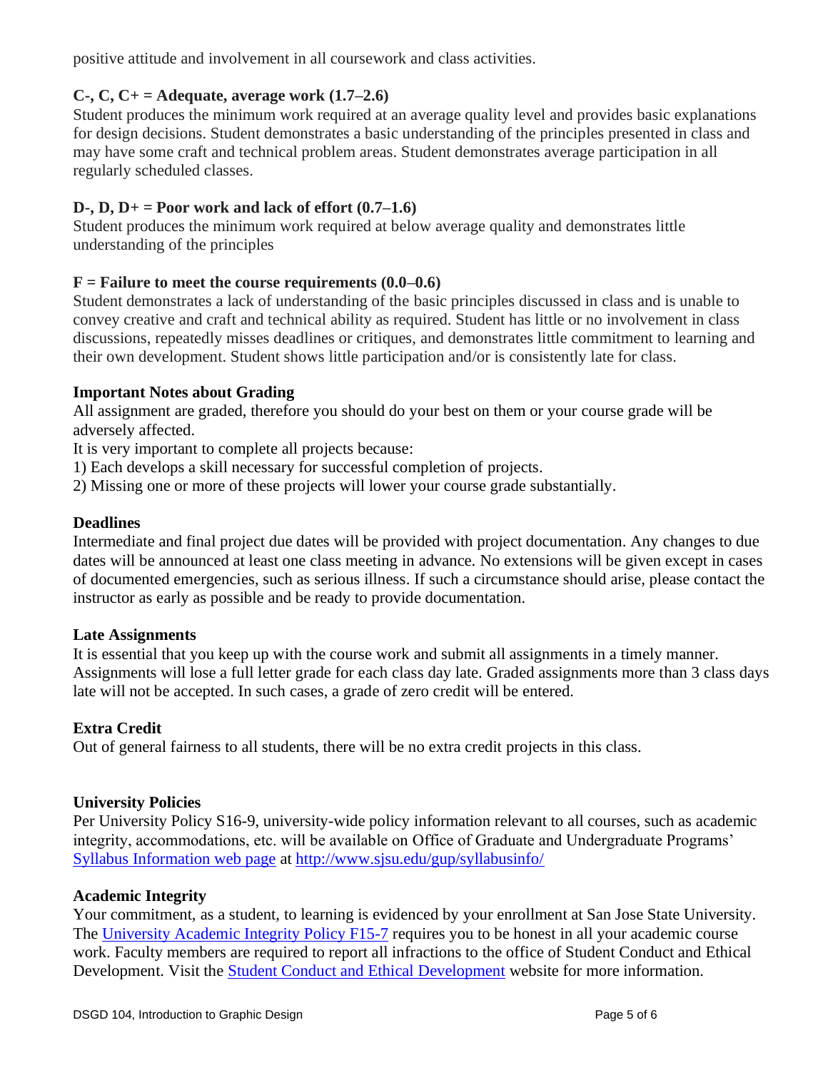positive attitude and involvement in all coursework and class activities.

**C-, C, C+ = Adequate, average work (1.7–2.6)**
Student produces the minimum work required at an average quality level and provides basic explanations for design decisions. Student demonstrates a basic understanding of the principles presented in class and may have some craft and technical problem areas. Student demonstrates average participation in all regularly scheduled classes.

**D-, D, D+ = Poor work and lack of effort (0.7–1.6)**
Student produces the minimum work required at below average quality and demonstrates little understanding of the principles

**F = Failure to meet the course requirements (0.0–0.6)**
Student demonstrates a lack of understanding of the basic principles discussed in class and is unable to convey creative and craft and technical ability as required. Student has little or no involvement in class discussions, repeatedly misses deadlines or critiques, and demonstrates little commitment to learning and their own development. Student shows little participation and/or is consistently late for class.

### Important Notes about Grading

All assignment are graded, therefore you should do your best on them or your course grade will be adversely affected.
It is very important to complete all projects because:
1) Each develops a skill necessary for successful completion of projects.
2) Missing one or more of these projects will lower your course grade substantially.

### Deadlines

Intermediate and final project due dates will be provided with project documentation. Any changes to due dates will be announced at least one class meeting in advance. No extensions will be given except in cases of documented emergencies, such as serious illness. If such a circumstance should arise, please contact the instructor as early as possible and be ready to provide documentation.

### Late Assignments

It is essential that you keep up with the course work and submit all assignments in a timely manner. Assignments will lose a full letter grade for each class day late. Graded assignments more than 3 class days late will not be accepted. In such cases, a grade of zero credit will be entered.

### Extra Credit

Out of general fairness to all students, there will be no extra credit projects in this class.

### University Policies

Per University Policy S16-9, university-wide policy information relevant to all courses, such as academic integrity, accommodations, etc. will be available on Office of Graduate and Undergraduate Programs' [Syllabus Information web page](http://www.sjsu.edu/gup/syllabusinfo/) at http://www.sjsu.edu/gup/syllabusinfo/

### Academic Integrity

Your commitment, as a student, to learning is evidenced by your enrollment at San Jose State University. The University Academic Integrity Policy F15-7 requires you to be honest in all your academic course work. Faculty members are required to report all infractions to the office of Student Conduct and Ethical Development. Visit the Student Conduct and Ethical Development website for more information.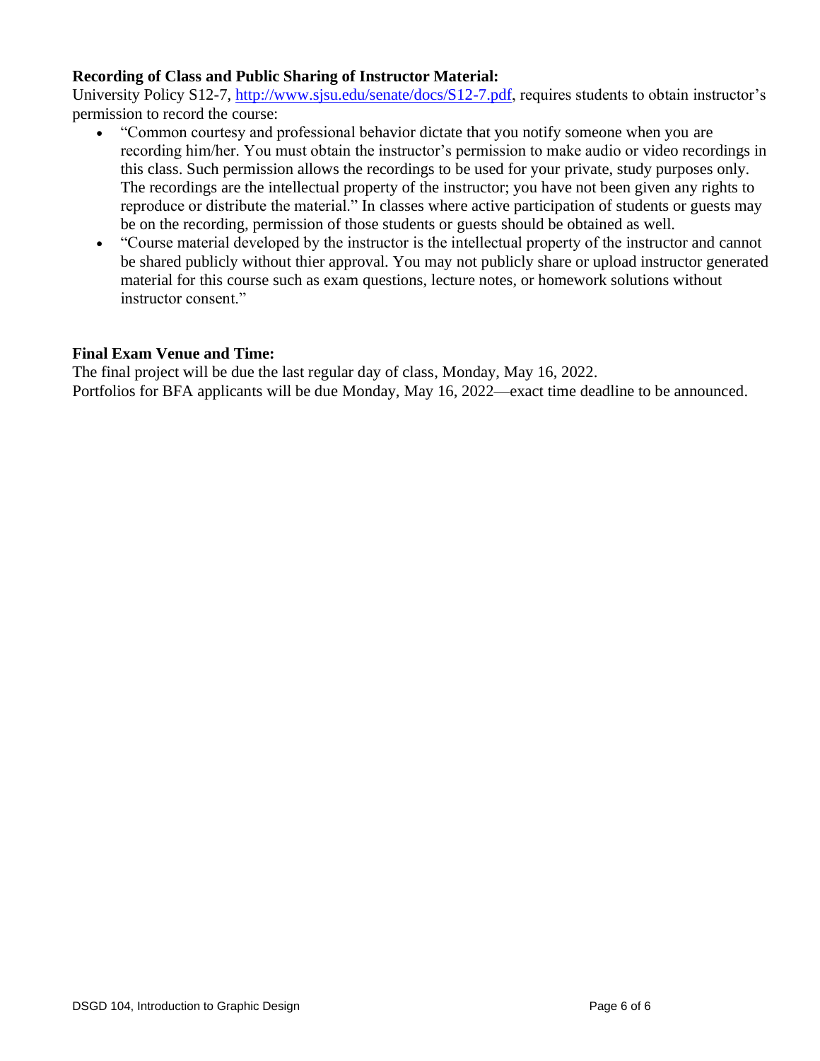**Recording of Class and Public Sharing of Instructor Material:**

University Policy S12-7, [http://www.sjsu.edu/senate/docs/S12-7.pdf](http://www.sjsu.edu/senate/docs/S12-7.pdf), requires students to obtain instructor's permission to record the course:

- "Common courtesy and professional behavior dictate that you notify someone when you are recording him/her. You must obtain the instructor's permission to make audio or video recordings in this class. Such permission allows the recordings to be used for your private, study purposes only. The recordings are the intellectual property of the instructor; you have not been given any rights to reproduce or distribute the material." In classes where active participation of students or guests may be on the recording, permission of those students or guests should be obtained as well.
- "Course material developed by the instructor is the intellectual property of the instructor and cannot be shared publicly without thier approval. You may not publicly share or upload instructor generated material for this course such as exam questions, lecture notes, or homework solutions without instructor consent."

**Final Exam Venue and Time:**

The final project will be due the last regular day of class, Monday, May 16, 2022.
Portfolios for BFA applicants will be due Monday, May 16, 2022—exact time deadline to be announced.